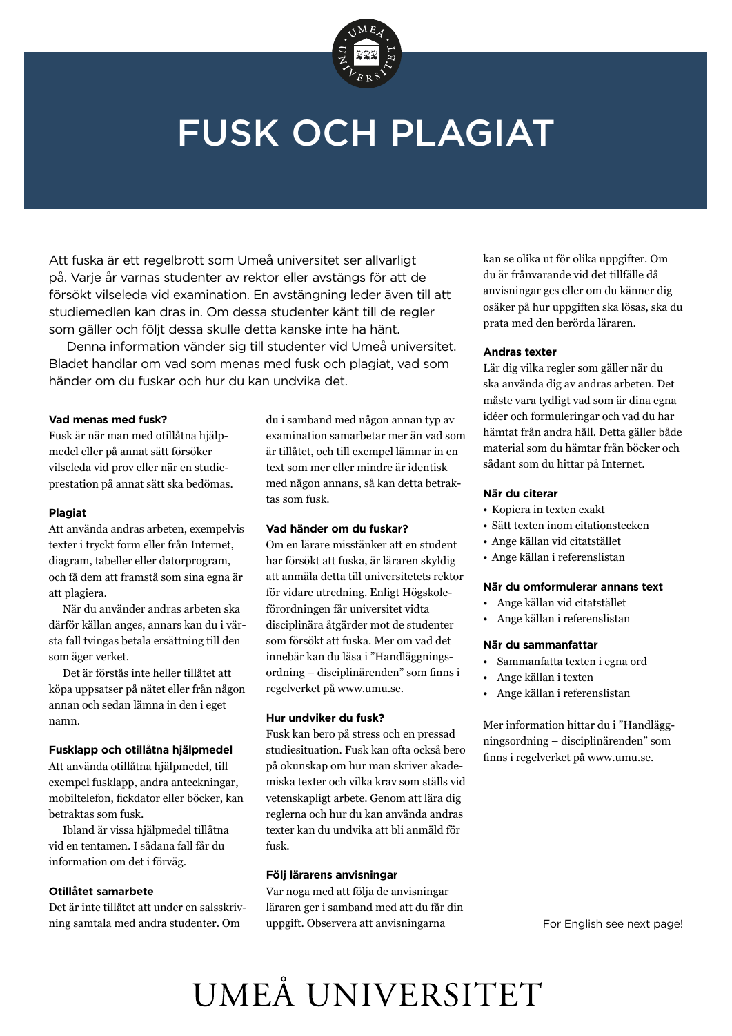# FUSK OCH PLAGIAT

Att fuska är ett regelbrott som Umeå universitet ser allvarligt på. Varje år varnas studenter av rektor eller avstängs för att de försökt vilseleda vid examination. En avstängning leder även till att studiemedlen kan dras in. Om dessa studenter känt till de regler som gäller och följt dessa skulle detta kanske inte ha hänt.

Denna information vänder sig till studenter vid Umeå universitet. Bladet handlar om vad som menas med fusk och plagiat, vad som händer om du fuskar och hur du kan undvika det.

### Vad menas med fusk?

Fusk är när man med otillåtna hjälpmedel eller på annat sätt försöker vilseleda vid prov eller när en studieprestation på annat sätt ska bedömas.

### Plagiat

Att använda andras arbeten, exempelvis texter i tryckt form eller från Internet, diagram, tabeller eller datorprogram, och få dem att framstå som sina egna är att plagiera.

När du använder andras arbeten ska därför källan anges, annars kan du i värsta fall tvingas betala ersättning till den som äger verket.

Det är förstås inte heller tillåtet att köpa uppsatser på nätet eller från någon annan och sedan lämna in den i eget namn.

### Fusklapp och otillåtna hjälpmedel

Att använda otillåtna hjälpmedel, till exempel fusklapp, andra anteckningar, mobiltelefon, fickdator eller böcker, kan betraktas som fusk.

Ibland är vissa hjälpmedel tillåtna vid en tentamen. I sådana fall får du information om det i förväg.

### Otillåtet samarbete

Det är inte tillåtet att under en salsskrivning samtala med andra studenter. Om du i samband med någon annan typ av examination samarbetar mer än vad som är tillåtet, och till exempel lämnar in en text som mer eller mindre är identisk med någon annans, så kan detta betraktas som fusk.

### Vad händer om du fuskar?

Om en lärare misstänker att en student har försökt att fuska, är läraren skyldig att anmäla detta till universitetets rektor för vidare utredning. Enligt Högskoleförordningen får universitet vidta disciplinära åtgärder mot de studenter som försökt att fuska. Mer om vad det innebär kan du läsa i ”Handläggningsordning – disciplinärenden” som finns i regelverket på www.umu.se.

### Hur undviker du fusk?

Fusk kan bero på stress och en pressad studiesituation. Fusk kan ofta också bero på okunskap om hur man skriver akademiska texter och vilka krav som ställs vid vetenskapligt arbete. Genom att lära dig reglerna och hur du kan använda andras texter kan du undvika att bli anmäld för fusk.

### Följ lärarens anvisningar

Var noga med att följa de anvisningar läraren ger i samband med att du får din uppgift. Observera att anvisningarna kan se olika ut för olika uppgifter. Om du är frånvarande vid det tillfälle då anvisningar ges eller om du känner dig osäker på hur uppgiften ska lösas, ska du prata med den berörda läraren.

### Andras texter

Lär dig vilka regler som gäller när du ska använda dig av andras arbeten. Det måste vara tydligt vad som är dina egna idéer och formuleringar och vad du har hämtat från andra håll. Detta gäller både material som du hämtar från böcker och sådant som du hittar på Internet.

### När du citerar

- Kopiera in texten exakt
- Sätt texten inom citationstecken
- Ange källan vid citatstället
- Ange källan i referenslistan

### När du omformulerar annans text

- Ange källan vid citatstället
- Ange källan i referenslistan

### När du sammanfattar

- Sammanfatta texten i egna ord
- Ange källan i texten
- Ange källan i referenslistan

Mer information hittar du i ”Handläggningsordning – disciplinärenden” som finns i regelverket på www.umu.se.

For English see next page!

UMEÅ UNIVERSITET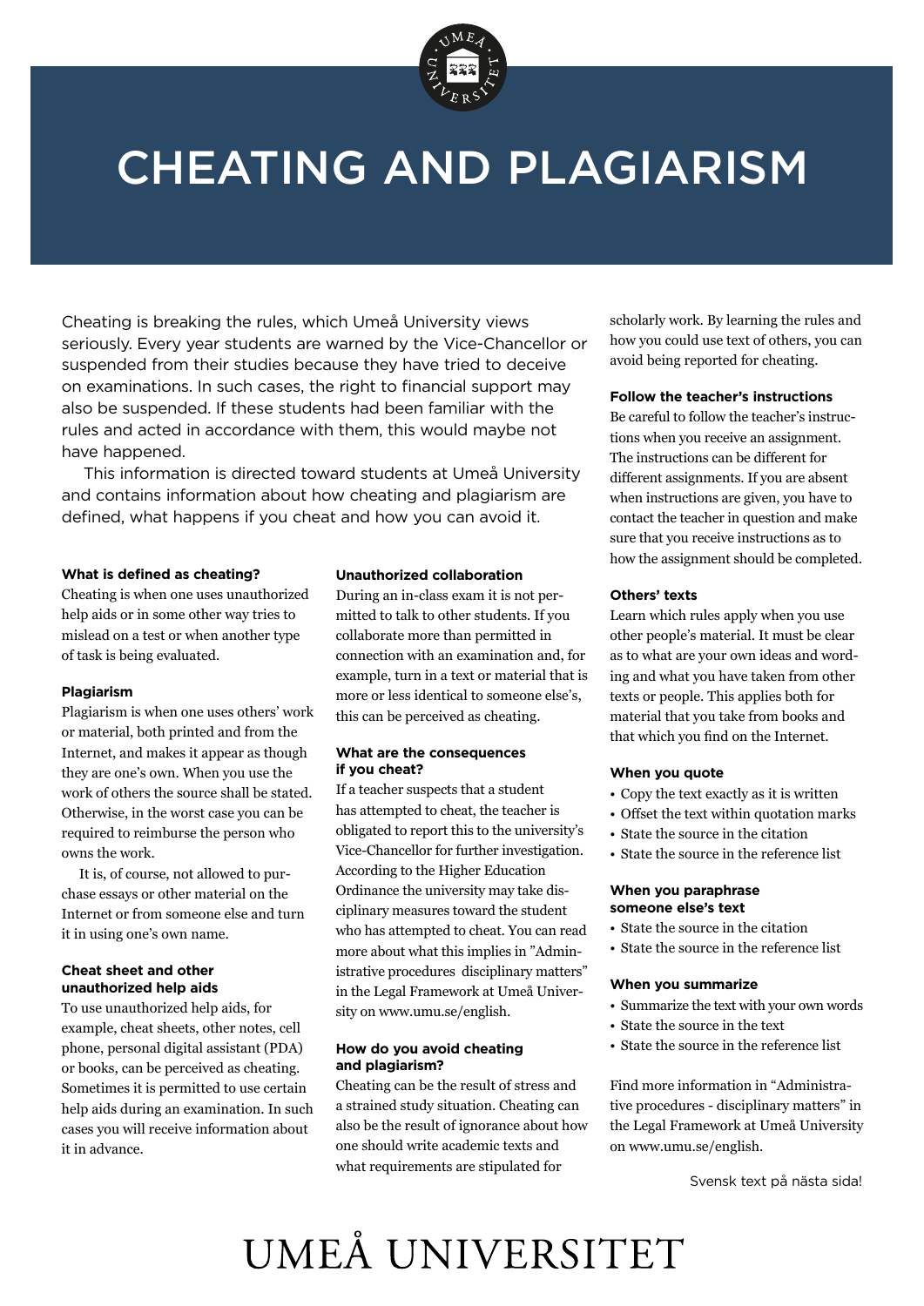# CHEATING AND PLAGIARISM

Cheating is breaking the rules, which Umeå University views seriously. Every year students are warned by the Vice-Chancellor or suspended from their studies because they have tried to deceive on examinations. In such cases, the right to financial support may also be suspended. If these students had been familiar with the rules and acted in accordance with them, this would maybe not have happened.

This information is directed toward students at Umeå University and contains information about how cheating and plagiarism are defined, what happens if you cheat and how you can avoid it.

### What is defined as cheating?

Cheating is when one uses unauthorized help aids or in some other way tries to mislead on a test or when another type of task is being evaluated.

### Plagiarism

Plagiarism is when one uses others' work or material, both printed and from the Internet, and makes it appear as though they are one's own. When you use the work of others the source shall be stated. Otherwise, in the worst case you can be required to reimburse the person who owns the work.

It is, of course, not allowed to purchase essays or other material on the Internet or from someone else and turn it in using one's own name.

### Cheat sheet and other unauthorized help aids

To use unauthorized help aids, for example, cheat sheets, other notes, cell phone, personal digital assistant (PDA) or books, can be perceived as cheating. Sometimes it is permitted to use certain help aids during an examination. In such cases you will receive information about it in advance.

### Unauthorized collaboration

During an in-class exam it is not permitted to talk to other students. If you collaborate more than permitted in connection with an examination and, for example, turn in a text or material that is more or less identical to someone else's, this can be perceived as cheating.

### What are the consequences if you cheat?

If a teacher suspects that a student has attempted to cheat, the teacher is obligated to report this to the university's Vice-Chancellor for further investigation. According to the Higher Education Ordinance the university may take disciplinary measures toward the student who has attempted to cheat. You can read more about what this implies in "Administrative procedures disciplinary matters" in the Legal Framework at Umeå University on www.umu.se/english.

### How do you avoid cheating and plagiarism?

Cheating can be the result of stress and a strained study situation. Cheating can also be the result of ignorance about how one should write academic texts and what requirements are stipulated for scholarly work. By learning the rules and how you could use text of others, you can avoid being reported for cheating.

### Follow the teacher's instructions

Be careful to follow the teacher's instructions when you receive an assignment. The instructions can be different for different assignments. If you are absent when instructions are given, you have to contact the teacher in question and make sure that you receive instructions as to how the assignment should be completed.

### Others' texts

Learn which rules apply when you use other people's material. It must be clear as to what are your own ideas and wording and what you have taken from other texts or people. This applies both for material that you take from books and that which you find on the Internet.

### When you quote

- Copy the text exactly as it is written
- Offset the text within quotation marks
- State the source in the citation
- State the source in the reference list

### When you paraphrase someone else's text

- State the source in the citation
- State the source in the reference list

### When you summarize

- Summarize the text with your own words
- State the source in the text
- State the source in the reference list

Find more information in "Administrative procedures - disciplinary matters" in the Legal Framework at Umeå University on www.umu.se/english.

Svensk text på nästa sida!

UMEÅ UNIVERSITET